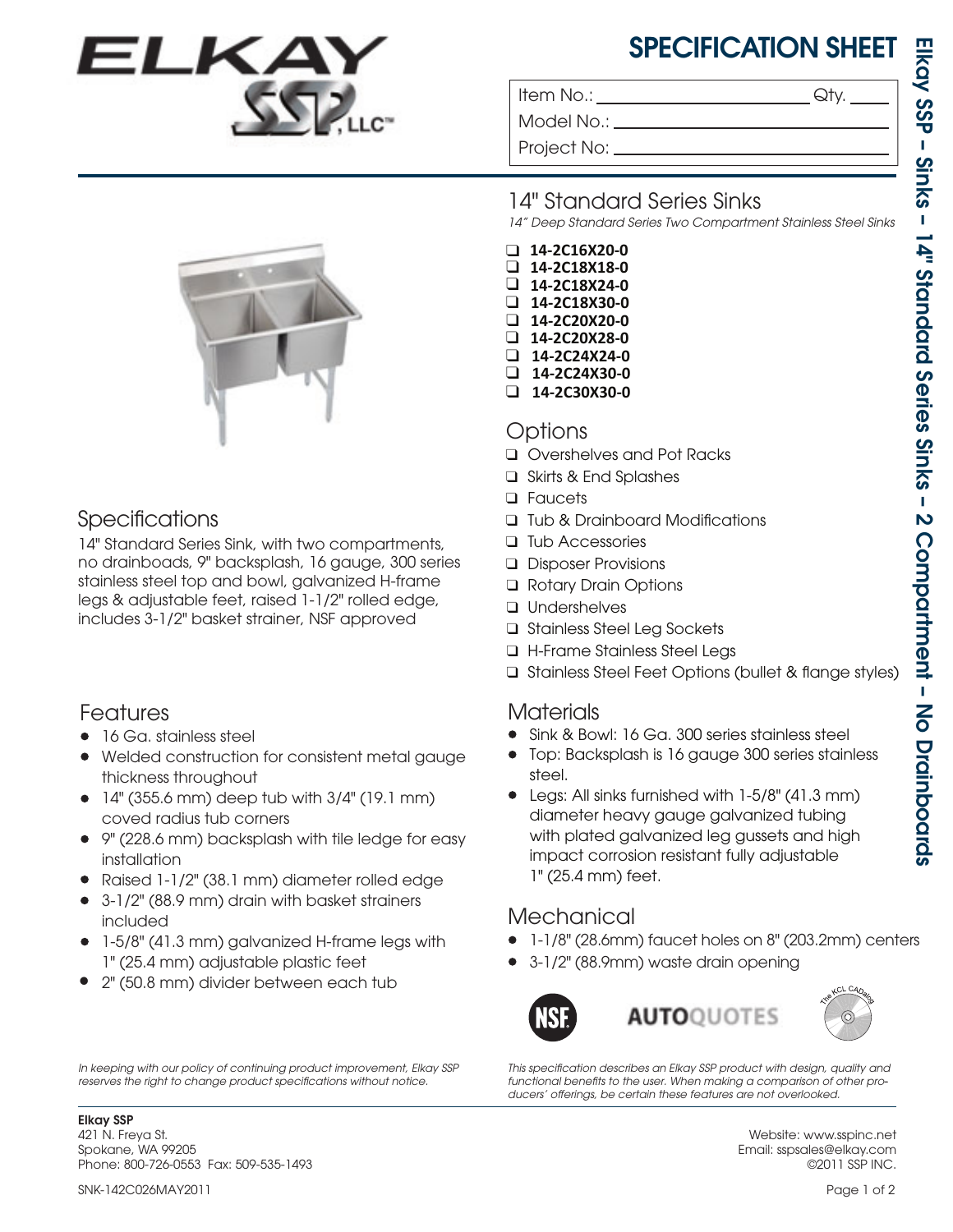# SPECIFICATION SHEET

Item No.: ______________________ Qty. ____

Model No.: ______________________

Project No: ______________________

Elkay SSP – Sinks – 14" Standard Series Sinks – 2 Compartment – No Drainboards

## 14" Standard Series Sinks

*14" Deep Standard Series Two Compartment Stainless Steel Sinks*

- ❑ **14-2C16X20-0**
- ❑ **14-2C18X18-0**
- ❑ **14-2C18X24-0**
- ❑ **14-2C18X30-0**
- ❑ **14-2C20X20-0**
- ❑ **14-2C20X28-0**
- ❑ **14-2C24X24-0**
- ❑ **14-2C24X30-0**
- ❑ **14-2C30X30-0**

## Specifications

14" Standard Series Sink, with two compartments, no drainboads, 9" backsplash, 16 gauge, 300 series stainless steel top and bowl, galvanized H-frame legs & adjustable feet, raised 1-1/2" rolled edge, includes 3-1/2" basket strainer, NSF approved

## Features

- 16 Ga. stainless steel
- Welded construction for consistent metal gauge thickness throughout
- 14" (355.6 mm) deep tub with 3/4" (19.1 mm) coved radius tub corners
- 9" (228.6 mm) backsplash with tile ledge for easy installation
- Raised 1-1/2" (38.1 mm) diameter rolled edge
- 3-1/2" (88.9 mm) drain with basket strainers included
- 1-5/8" (41.3 mm) galvanized H-frame legs with 1" (25.4 mm) adjustable plastic feet
- 2" (50.8 mm) divider between each tub

## Options

- ❑ Overshelves and Pot Racks
- ❑ Skirts & End Splashes
- ❑ Faucets
- ❑ Tub & Drainboard Modifications
- ❑ Tub Accessories
- ❑ Disposer Provisions
- ❑ Rotary Drain Options
- ❑ Undershelves
- ❑ Stainless Steel Leg Sockets
- ❑ H-Frame Stainless Steel Legs
- ❑ Stainless Steel Feet Options (bullet & flange styles)

## Materials

- Sink & Bowl: 16 Ga. 300 series stainless steel
- Top: Backsplash is 16 gauge 300 series stainless steel.
- Legs: All sinks furnished with 1-5/8" (41.3 mm) diameter heavy gauge galvanized tubing with plated galvanized leg gussets and high impact corrosion resistant fully adjustable 1" (25.4 mm) feet.

## Mechanical

- 1-1/8" (28.6mm) faucet holes on 8" (203.2mm) centers
- 3-1/2" (88.9mm) waste drain opening

NSF AUTOQUOTES The KCL CADalog

*In keeping with our policy of continuing product improvement, Elkay SSP reserves the right to change product specifications without notice.*

*This specification describes an Elkay SSP product with design, quality and functional benefits to the user. When making a comparison of other producers' offerings, be certain these features are not overlooked.*

**Elkay SSP**
421 N. Freya St.
Spokane, WA 99205
Phone: 800-726-0553 Fax: 509-535-1493

Website: www.sspinc.net
Email: sspsales@elkay.com
©2011 SSP INC.

SNK-142C026MAY2011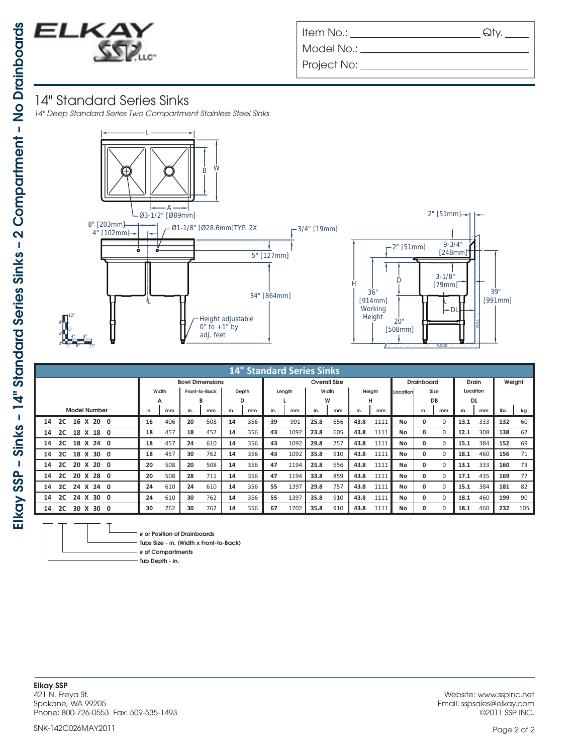Item No.: ______________________ Qty. ____

Model No.: ______________________

Project No: ______________________

# 14" Standard Series Sinks

*14" Deep Standard Series Two Compartment Stainless Steel Sinks*

L

B W

A

Ø3-1/2" [Ø89mm]

8" [203mm]

4" [102mm]

Ø1-1/8" [Ø28.6mm]TYP. 2X

3/4" [19mm]

5" [127mm]

34" [864mm]

Height adjustable 0" to +1" by adj. feet

2" [51mm]

2" [51mm]

9-3/4" [248mm]

3-1/8" [79mm]

H

D

36" [914mm] Working Height

39" [991mm]

DL

20" [508mm]

WALL

FLOOR

| 14" Standard Series Sinks | | | | | | | | | | | | | | | | | | | |
|---|---|---|---|---|---|---|---|---|---|---|---|---|---|---|---|---|---|---|---|
| | Bowl Dimensions | | | | | | Overall Size | | | | | | Drainboard | | | Drain | | Weight | |
| | Width | | Front-to-Back | | Depth | | Length | | Width | | Height | | Location | Size | | Location | | | |
| | A | | B | | D | | L | | W | | H | | | DB | | DL | | | |
| Model Number | in. | mm | in. | mm | in. | mm | in. | mm | in. | mm | in. | mm | | in. | mm | in. | mm | lbs. | kg |
| 14 2C 16 X 20 0 | 16 | 406 | 20 | 508 | 14 | 356 | 39 | 991 | 25.8 | 656 | 43.8 | 1111 | No | 0 | 0 | 13.1 | 333 | 132 | 60 |
| 14 2C 18 X 18 0 | 18 | 457 | 18 | 457 | 14 | 356 | 43 | 1092 | 23.8 | 605 | 43.8 | 1111 | No | 0 | 0 | 12.1 | 308 | 138 | 62 |
| 14 2C 18 X 24 0 | 18 | 457 | 24 | 610 | 14 | 356 | 43 | 1092 | 29.8 | 757 | 43.8 | 1111 | No | 0 | 0 | 15.1 | 384 | 152 | 69 |
| 14 2C 18 X 30 0 | 18 | 457 | 30 | 762 | 14 | 356 | 43 | 1092 | 35.8 | 910 | 43.8 | 1111 | No | 0 | 0 | 18.1 | 460 | 156 | 71 |
| 14 2C 20 X 20 0 | 20 | 508 | 20 | 508 | 14 | 356 | 47 | 1194 | 25.8 | 656 | 43.8 | 1111 | No | 0 | 0 | 13.1 | 333 | 160 | 73 |
| 14 2C 20 X 28 0 | 20 | 508 | 28 | 711 | 14 | 356 | 47 | 1194 | 33.8 | 859 | 43.8 | 1111 | No | 0 | 0 | 17.1 | 435 | 169 | 77 |
| 14 2C 24 X 24 0 | 24 | 610 | 24 | 610 | 14 | 356 | 55 | 1397 | 29.8 | 757 | 43.8 | 1111 | No | 0 | 0 | 15.1 | 384 | 181 | 82 |
| 14 2C 24 X 30 0 | 24 | 610 | 30 | 762 | 14 | 356 | 55 | 1397 | 35.8 | 910 | 43.8 | 1111 | No | 0 | 0 | 18.1 | 460 | 199 | 90 |
| 14 2C 30 X 30 0 | 30 | 762 | 30 | 762 | 14 | 356 | 67 | 1702 | 35.8 | 910 | 43.8 | 1111 | No | 0 | 0 | 18.1 | 460 | 232 | 105 |

- \# or Position of Drainboards
- Tubs Size - in. (Width x Front-to-Back)
- \# of Compartments
- Tub Depth - in.

**Elkay SSP**
421 N. Freya St.
Spokane, WA 99205
Phone: 800-726-0553 Fax: 509-535-1493

Website: www.sspinc.net
Email: sspsales@elkay.com
©2011 SSP INC.

SNK-142C026MAY2011